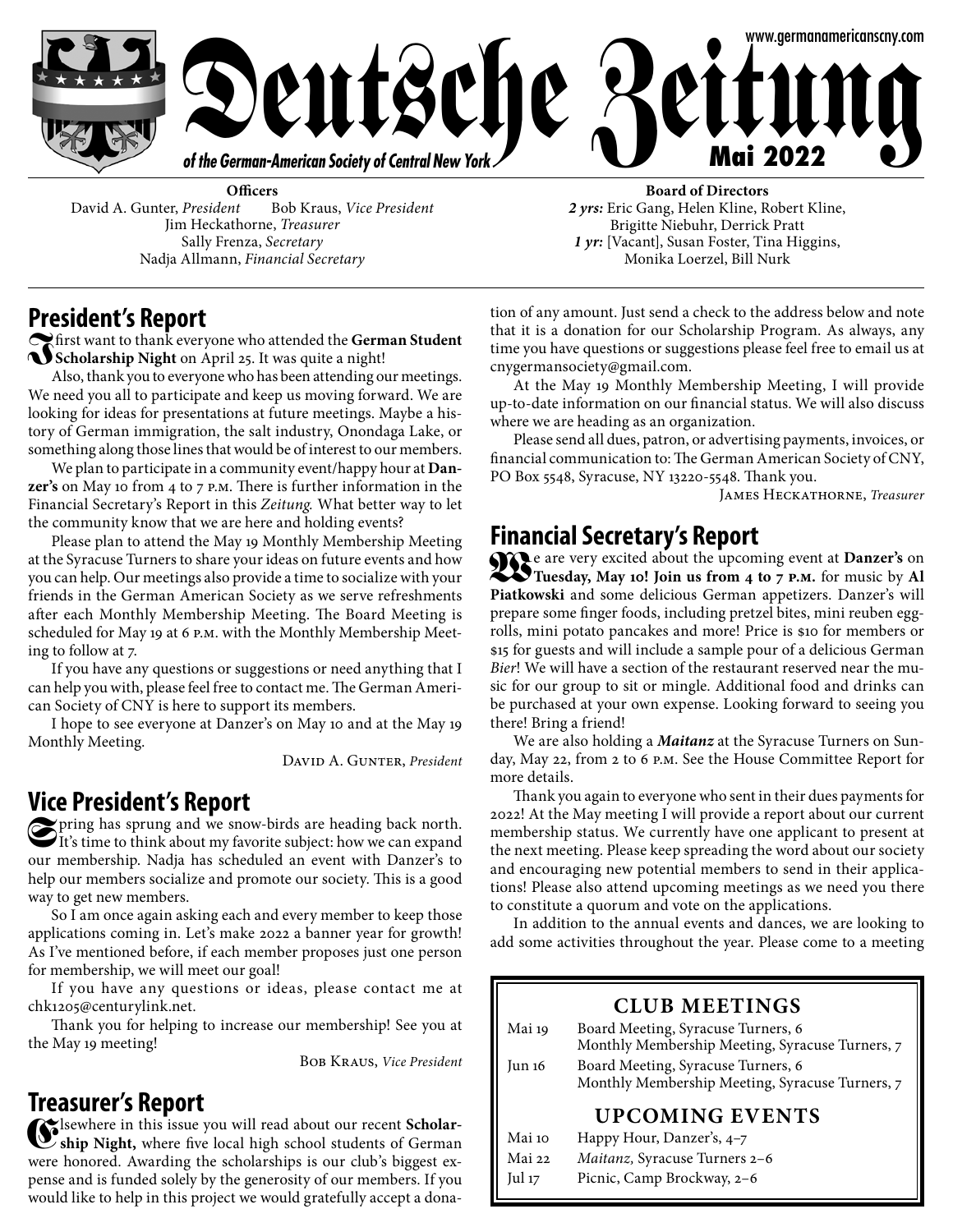# Deutsche Zeitung

*of the German-American Society of Central New York*

www.germanamericanscny.com

**Mai 2022**

**Officers**
David A. Gunter, *President* Bob Kraus, *Vice President*
Jim Heckathorne, *Treasurer*
Sally Frenza, *Secretary*
Nadja Allmann, *Financial Secretary*

**Board of Directors**
***2 yrs:*** Eric Gang, Helen Kline, Robert Kline, Brigitte Niebuhr, Derrick Pratt
***1 yr:*** [Vacant], Susan Foster, Tina Higgins, Monika Loerzel, Bill Nurk

## President's Report

I first want to thank everyone who attended the **German Student Scholarship Night** on April 25. It was quite a night!

Also, thank you to everyone who has been attending our meetings. We need you all to participate and keep us moving forward. We are looking for ideas for presentations at future meetings. Maybe a history of German immigration, the salt industry, Onondaga Lake, or something along those lines that would be of interest to our members.

We plan to participate in a community event/happy hour at **Danzer's** on May 10 from 4 to 7 P.M. There is further information in the Financial Secretary's Report in this *Zeitung.* What better way to let the community know that we are here and holding events?

Please plan to attend the May 19 Monthly Membership Meeting at the Syracuse Turners to share your ideas on future events and how you can help. Our meetings also provide a time to socialize with your friends in the German American Society as we serve refreshments after each Monthly Membership Meeting. The Board Meeting is scheduled for May 19 at 6 P.M. with the Monthly Membership Meeting to follow at 7.

If you have any questions or suggestions or need anything that I can help you with, please feel free to contact me. The German American Society of CNY is here to support its members.

I hope to see everyone at Danzer's on May 10 and at the May 19 Monthly Meeting.

David A. Gunter, *President*

## Vice President's Report

Spring has sprung and we snow-birds are heading back north. It's time to think about my favorite subject: how we can expand our membership. Nadja has scheduled an event with Danzer's to help our members socialize and promote our society. This is a good way to get new members.

So I am once again asking each and every member to keep those applications coming in. Let's make 2022 a banner year for growth! As I've mentioned before, if each member proposes just one person for membership, we will meet our goal!

If you have any questions or ideas, please contact me at chk1205@centurylink.net.

Thank you for helping to increase our membership! See you at the May 19 meeting!

Bob Kraus, *Vice President*

## Treasurer's Report

Elsewhere in this issue you will read about our recent **Scholarship Night,** where five local high school students of German were honored. Awarding the scholarships is our club's biggest expense and is funded solely by the generosity of our members. If you would like to help in this project we would gratefully accept a donation of any amount. Just send a check to the address below and note that it is a donation for our Scholarship Program. As always, any time you have questions or suggestions please feel free to email us at cnygermansociety@gmail.com.

At the May 19 Monthly Membership Meeting, I will provide up-to-date information on our financial status. We will also discuss where we are heading as an organization.

Please send all dues, patron, or advertising payments, invoices, or financial communication to: The German American Society of CNY, PO Box 5548, Syracuse, NY 13220-5548. Thank you.

James Heckathorne, *Treasurer*

## Financial Secretary's Report

We are very excited about the upcoming event at **Danzer's** on **Tuesday, May 10! Join us from 4 to 7 P.M.** for music by **Al Piatkowski** and some delicious German appetizers. Danzer's will prepare some finger foods, including pretzel bites, mini reuben eggrolls, mini potato pancakes and more! Price is $10 for members or $15 for guests and will include a sample pour of a delicious German *Bier*! We will have a section of the restaurant reserved near the music for our group to sit or mingle. Additional food and drinks can be purchased at your own expense. Looking forward to seeing you there! Bring a friend!

We are also holding a ***Maitanz*** at the Syracuse Turners on Sunday, May 22, from 2 to 6 P.M. See the House Committee Report for more details.

Thank you again to everyone who sent in their dues payments for 2022! At the May meeting I will provide a report about our current membership status. We currently have one applicant to present at the next meeting. Please keep spreading the word about our society and encouraging new potential members to send in their applications! Please also attend upcoming meetings as we need you there to constitute a quorum and vote on the applications.

In addition to the annual events and dances, we are looking to add some activities throughout the year. Please come to a meeting

### CLUB MEETINGS

| | |
|---|---|
| Mai 19 | Board Meeting, Syracuse Turners, 6<br>Monthly Membership Meeting, Syracuse Turners, 7 |
| Jun 16 | Board Meeting, Syracuse Turners, 6<br>Monthly Membership Meeting, Syracuse Turners, 7 |

### UPCOMING EVENTS

| | |
|---|---|
| Mai 10 | Happy Hour, Danzer's, 4–7 |
| Mai 22 | *Maitanz,* Syracuse Turners 2–6 |
| Jul 17 | Picnic, Camp Brockway, 2–6 |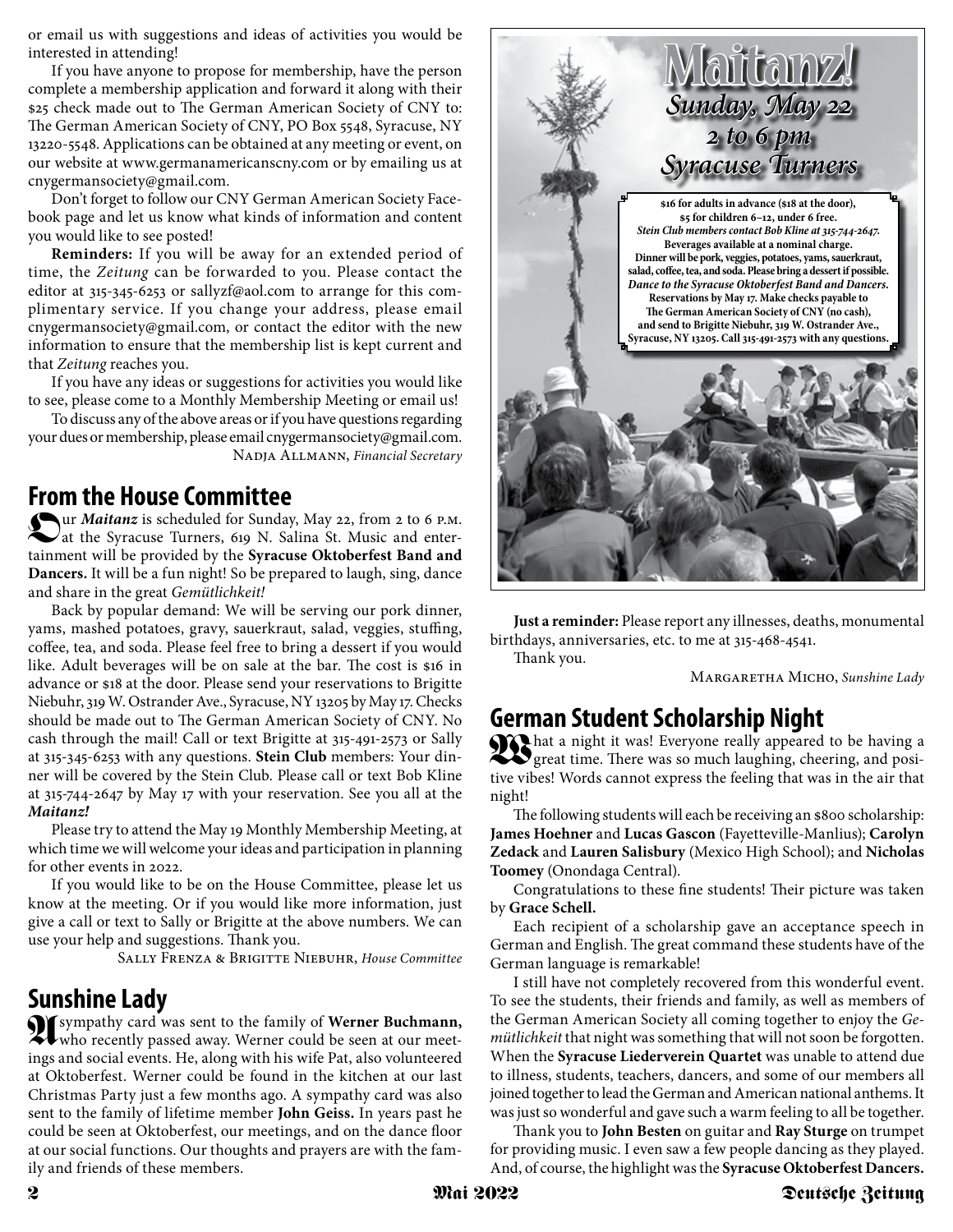or email us with suggestions and ideas of activities you would be interested in attending!

If you have anyone to propose for membership, have the person complete a membership application and forward it along with their $25 check made out to The German American Society of CNY to: The German American Society of CNY, PO Box 5548, Syracuse, NY 13220-5548. Applications can be obtained at any meeting or event, on our website at www.germanamericanscny.com or by emailing us at cnygermansociety@gmail.com.

Don't forget to follow our CNY German American Society Facebook page and let us know what kinds of information and content you would like to see posted!

**Reminders:** If you will be away for an extended period of time, the *Zeitung* can be forwarded to you. Please contact the editor at 315-345-6253 or sallyzf@aol.com to arrange for this complimentary service. If you change your address, please email cnygermansociety@gmail.com, or contact the editor with the new information to ensure that the membership list is kept current and that *Zeitung* reaches you.

If you have any ideas or suggestions for activities you would like to see, please come to a Monthly Membership Meeting or email us!

To discuss any of the above areas or if you have questions regarding your dues or membership, please email cnygermansociety@gmail.com.

Nadja Allmann, *Financial Secretary*

## From the House Committee

Our ***Maitanz*** is scheduled for Sunday, May 22, from 2 to 6 P.M. at the Syracuse Turners, 619 N. Salina St. Music and entertainment will be provided by the **Syracuse Oktoberfest Band and Dancers.** It will be a fun night! So be prepared to laugh, sing, dance and share in the great *Gemütlichkeit!*

Back by popular demand: We will be serving our pork dinner, yams, mashed potatoes, gravy, sauerkraut, salad, veggies, stuffing, coffee, tea, and soda. Please feel free to bring a dessert if you would like. Adult beverages will be on sale at the bar. The cost is $16 in advance or $18 at the door. Please send your reservations to Brigitte Niebuhr, 319 W. Ostrander Ave., Syracuse, NY 13205 by May 17. Checks should be made out to The German American Society of CNY. No cash through the mail! Call or text Brigitte at 315-491-2573 or Sally at 315-345-6253 with any questions. **Stein Club** members: Your dinner will be covered by the Stein Club. Please call or text Bob Kline at 315-744-2647 by May 17 with your reservation. See you all at the ***Maitanz!***

Please try to attend the May 19 Monthly Membership Meeting, at which time we will welcome your ideas and participation in planning for other events in 2022.

If you would like to be on the House Committee, please let us know at the meeting. Or if you would like more information, just give a call or text to Sally or Brigitte at the above numbers. We can use your help and suggestions. Thank you.

Sally Frenza & Brigitte Niebuhr, *House Committee*

## Sunshine Lady

A sympathy card was sent to the family of **Werner Buchmann,** who recently passed away. Werner could be seen at our meetings and social events. He, along with his wife Pat, also volunteered at Oktoberfest. Werner could be found in the kitchen at our last Christmas Party just a few months ago. A sympathy card was also sent to the family of lifetime member **John Geiss.** In years past he could be seen at Oktoberfest, our meetings, and on the dance floor at our social functions. Our thoughts and prayers are with the family and friends of these members.

# Maitanz!

***Sunday, May 22***
***2 to 6 pm***
***Syracuse Turners***

**$16 for adults in advance ($18 at the door), $5 for children 6–12, under 6 free.**
***Stein Club members contact Bob Kline at 315-744-2647.***
**Beverages available at a nominal charge.**
**Dinner will be pork, veggies, potatoes, yams, sauerkraut, salad, coffee, tea, and soda. Please bring a dessert if possible.**
***Dance to the Syracuse Oktoberfest Band and Dancers.***
**Reservations by May 17. Make checks payable to The German American Society of CNY (no cash), and send to Brigitte Niebuhr, 319 W. Ostrander Ave., Syracuse, NY 13205. Call 315-491-2573 with any questions.**

**Just a reminder:** Please report any illnesses, deaths, monumental birthdays, anniversaries, etc. to me at 315-468-4541.

Thank you.

Margaretha Micho, *Sunshine Lady*

## German Student Scholarship Night

What a night it was! Everyone really appeared to be having a great time. There was so much laughing, cheering, and positive vibes! Words cannot express the feeling that was in the air that night!

The following students will each be receiving an $800 scholarship: **James Hoehner** and **Lucas Gascon** (Fayetteville-Manlius); **Carolyn Zedack** and **Lauren Salisbury** (Mexico High School); and **Nicholas Toomey** (Onondaga Central).

Congratulations to these fine students! Their picture was taken by **Grace Schell.**

Each recipient of a scholarship gave an acceptance speech in German and English. The great command these students have of the German language is remarkable!

I still have not completely recovered from this wonderful event. To see the students, their friends and family, as well as members of the German American Society all coming together to enjoy the *Gemütlichkeit* that night was something that will not soon be forgotten. When the **Syracuse Liederverein Quartet** was unable to attend due to illness, students, teachers, dancers, and some of our members all joined together to lead the German and American national anthems. It was just so wonderful and gave such a warm feeling to all be together.

Thank you to **John Besten** on guitar and **Ray Sturge** on trumpet for providing music. I even saw a few people dancing as they played. And, of course, the highlight was the **Syracuse Oktoberfest Dancers.**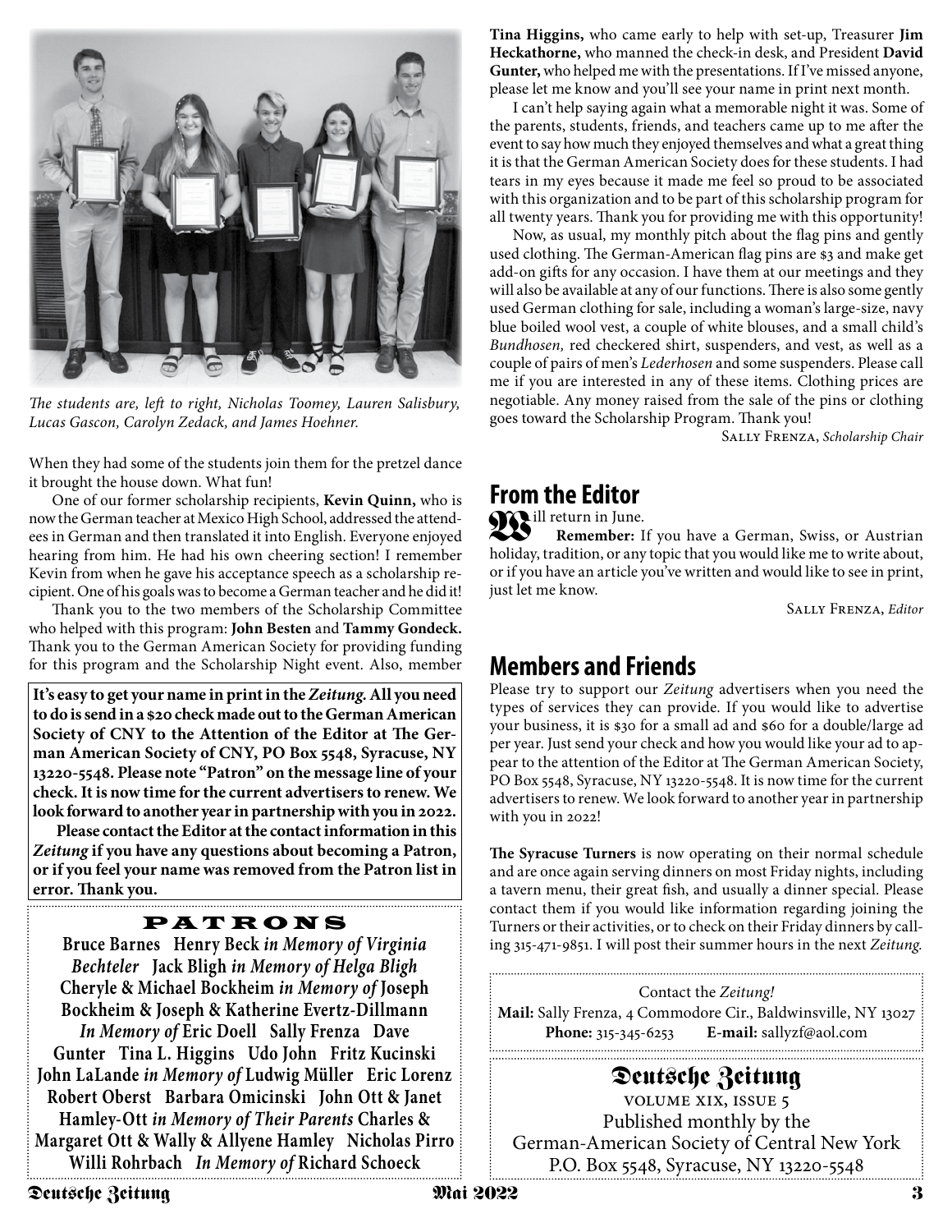*The students are, left to right, Nicholas Toomey, Lauren Salisbury, Lucas Gascon, Carolyn Zedack, and James Hoehner.*

When they had some of the students join them for the pretzel dance it brought the house down. What fun!

One of our former scholarship recipients, **Kevin Quinn,** who is now the German teacher at Mexico High School, addressed the attendees in German and then translated it into English. Everyone enjoyed hearing from him. He had his own cheering section! I remember Kevin from when he gave his acceptance speech as a scholarship recipient. One of his goals was to become a German teacher and he did it!

Thank you to the two members of the Scholarship Committee who helped with this program: **John Besten** and **Tammy Gondeck.** Thank you to the German American Society for providing funding for this program and the Scholarship Night event. Also, member **Tina Higgins,** who came early to help with set-up, Treasurer **Jim Heckathorne,** who manned the check-in desk, and President **David Gunter,** who helped me with the presentations. If I've missed anyone, please let me know and you'll see your name in print next month.

I can't help saying again what a memorable night it was. Some of the parents, students, friends, and teachers came up to me after the event to say how much they enjoyed themselves and what a great thing it is that the German American Society does for these students. I had tears in my eyes because it made me feel so proud to be associated with this organization and to be part of this scholarship program for all twenty years. Thank you for providing me with this opportunity!

Now, as usual, my monthly pitch about the flag pins and gently used clothing. The German-American flag pins are $3 and make get add-on gifts for any occasion. I have them at our meetings and they will also be available at any of our functions. There is also some gently used German clothing for sale, including a woman's large-size, navy blue boiled wool vest, a couple of white blouses, and a small child's *Bundhosen,* red checkered shirt, suspenders, and vest, as well as a couple of pairs of men's *Lederhosen* and some suspenders. Please call me if you are interested in any of these items. Clothing prices are negotiable. Any money raised from the sale of the pins or clothing goes toward the Scholarship Program. Thank you!

Sally Frenza, *Scholarship Chair*

**It's easy to get your name in print in the *Zeitung.* All you need to do is send in a $20 check made out to the German American Society of CNY to the Attention of the Editor at The German American Society of CNY, PO Box 5548, Syracuse, NY 13220-5548. Please note "Patron" on the message line of your check. It is now time for the current advertisers to renew. We look forward to another year in partnership with you in 2022.**

**Please contact the Editor at the contact information in this *Zeitung* if you have any questions about becoming a Patron, or if you feel your name was removed from the Patron list in error. Thank you.**

## PATRONS

**Bruce Barnes Henry Beck *in Memory of Virginia Bechteler* Jack Bligh *in Memory of Helga Bligh* Cheryle & Michael Bockheim *in Memory of* Joseph Bockheim & Joseph & Katherine Evertz-Dillmann *In Memory of* Eric Doell Sally Frenza Dave Gunter Tina L. Higgins Udo John Fritz Kucinski John LaLande *in Memory of* Ludwig Müller Eric Lorenz Robert Oberst Barbara Omicinski John Ott & Janet Hamley-Ott *in Memory of Their Parents* Charles & Margaret Ott & Wally & Allyene Hamley Nicholas Pirro Willi Rohrbach *In Memory of* Richard Schoeck**

## From the Editor

Will return in June.

**Remember:** If you have a German, Swiss, or Austrian holiday, tradition, or any topic that you would like me to write about, or if you have an article you've written and would like to see in print, just let me know.

Sally Frenza, *Editor*

## Members and Friends

Please try to support our *Zeitung* advertisers when you need the types of services they can provide. If you would like to advertise your business, it is $30 for a small ad and $60 for a double/large ad per year. Just send your check and how you would like your ad to appear to the attention of the Editor at The German American Society, PO Box 5548, Syracuse, NY 13220-5548. It is now time for the current advertisers to renew. We look forward to another year in partnership with you in 2022!

**The Syracuse Turners** is now operating on their normal schedule and are once again serving dinners on most Friday nights, including a tavern menu, their great fish, and usually a dinner special. Please contact them if you would like information regarding joining the Turners or their activities, or to check on their Friday dinners by calling 315-471-9851. I will post their summer hours in the next *Zeitung.*

Contact the *Zeitung!*
**Mail:** Sally Frenza, 4 Commodore Cir., Baldwinsville, NY 13027
**Phone:** 315-345-6253 **E-mail:** sallyzf@aol.com

## Deutsche Zeitung

VOLUME XIX, ISSUE 5
Published monthly by the
German-American Society of Central New York
P.O. Box 5548, Syracuse, NY 13220-5548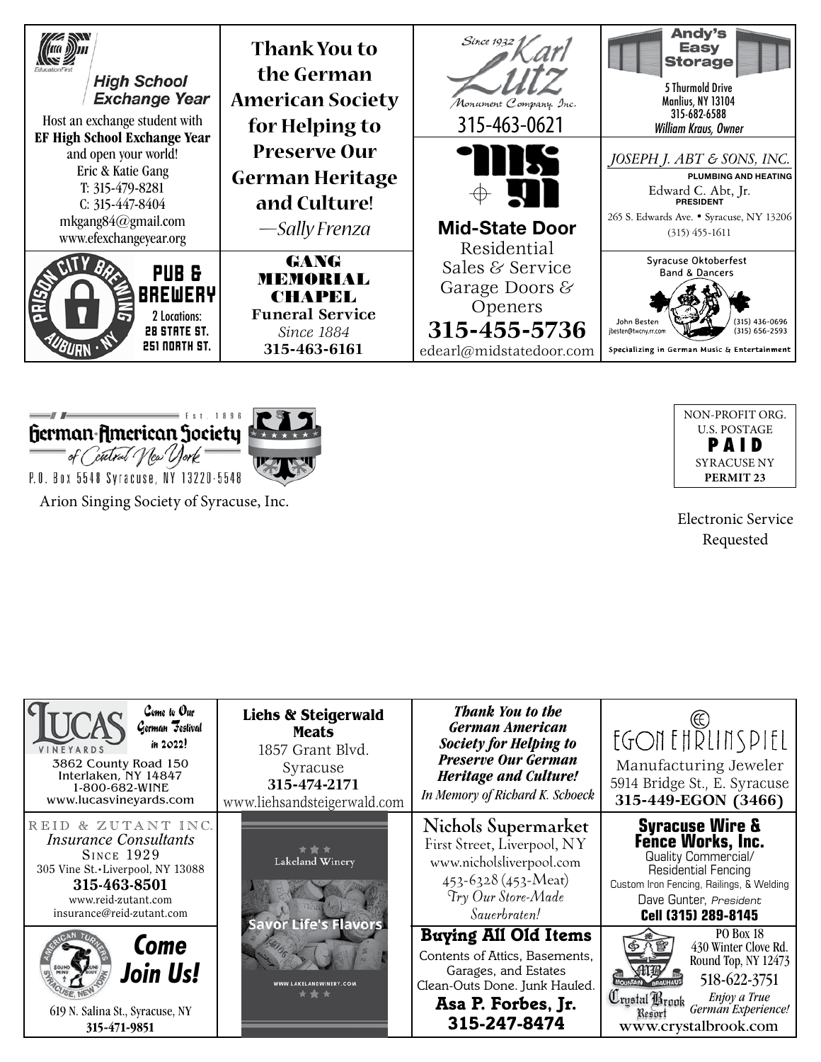**EF Education First**
**High School Exchange Year**

Host an exchange student with **EF High School Exchange Year** and open your world!
Eric & Katie Gang
T: 315-479-8281
C: 315-447-8404
mkgang84@gmail.com
www.efexchangeyear.org

**Thank You to the German American Society for Helping to Preserve Our German Heritage and Culture!**
*—Sally Frenza*

Since 1932 **Karl Lutz** Monument Company, Inc.
315-463-0621

**Andy's Easy Storage**
5 Thurmold Drive
Manlius, NY 13104
315-682-6588
*William Kraus, Owner*

**Prison City Brewing** Auburn · NY
**PUB & BREWERY**
2 Locations:
28 STATE ST.
251 NORTH ST.

**GANG MEMORIAL CHAPEL**
**Funeral Service**
*Since 1884*
**315-463-6161**

**MSD**
**Mid-State Door**
Residential Sales & Service
Garage Doors & Openers
**315-455-5736**
edearl@midstatedoor.com

*JOSEPH J. ABT & SONS, INC.*
**PLUMBING AND HEATING**
Edward C. Abt, Jr.
**PRESIDENT**
265 S. Edwards Ave. • Syracuse, NY 13206
(315) 455-1611

Syracuse Oktoberfest
Band & Dancers
John Besten
jbesten@twcny.rr.com
(315) 436-0696
(315) 656-2593
Specializing in German Music & Entertainment

Est. 1896
**German-American Society of Central New York**
P.O. Box 5548 Syracuse, NY 13220-5548
Arion Singing Society of Syracuse, Inc.

NON-PROFIT ORG.
U.S. POSTAGE
**PAID**
SYRACUSE NY
**PERMIT 23**

Electronic Service Requested

**LUCAS VINEYARDS**
*Come to Our German Festival in 2022!*
3862 County Road 150
Interlaken, NY 14847
1-800-682-WINE
www.lucasvineyards.com

**Liehs & Steigerwald Meats**
1857 Grant Blvd.
Syracuse
**315-474-2171**
www.liehsandsteigerwald.com

***Thank You to the German American Society for Helping to Preserve Our German Heritage and Culture!***
*In Memory of Richard K. Schoeck*

**EGON EHRLINSPIEL**
Manufacturing Jeweler
5914 Bridge St., E. Syracuse
**315-449-EGON (3466)**

REID & ZUTANT INC.
*Insurance Consultants*
SINCE 1929
305 Vine St.•Liverpool, NY 13088
**315-463-8501**
www.reid-zutant.com
insurance@reid-zutant.com

Lakeland Winery
**Savor Life's Flavors**
WWW.LAKELANDWINERY.COM

**Nichols Supermarket**
First Street, Liverpool, NY
www.nicholsliverpool.com
453-6328 (453-Meat)
*Try Our Store-Made Sauerbraten!*

**Syracuse Wire & Fence Works, Inc.**
Quality Commercial/ Residential Fencing
Custom Iron Fencing, Railings, & Welding
Dave Gunter, *President*
**Cell (315) 289-8145**

American Turners Syracuse, New York
***Come Join Us!***
619 N. Salina St., Syracuse, NY
**315-471-9851**

**Buying All Old Items**
Contents of Attics, Basements, Garages, and Estates
Clean-Outs Done. Junk Hauled.
**Asa P. Forbes, Jr.**
**315-247-8474**

Mountain Brauhaus
Crystal Brook Resort
PO Box 18
430 Winter Clove Rd.
Round Top, NY 12473
518-622-3751
*Enjoy a True German Experience!*
www.crystalbrook.com